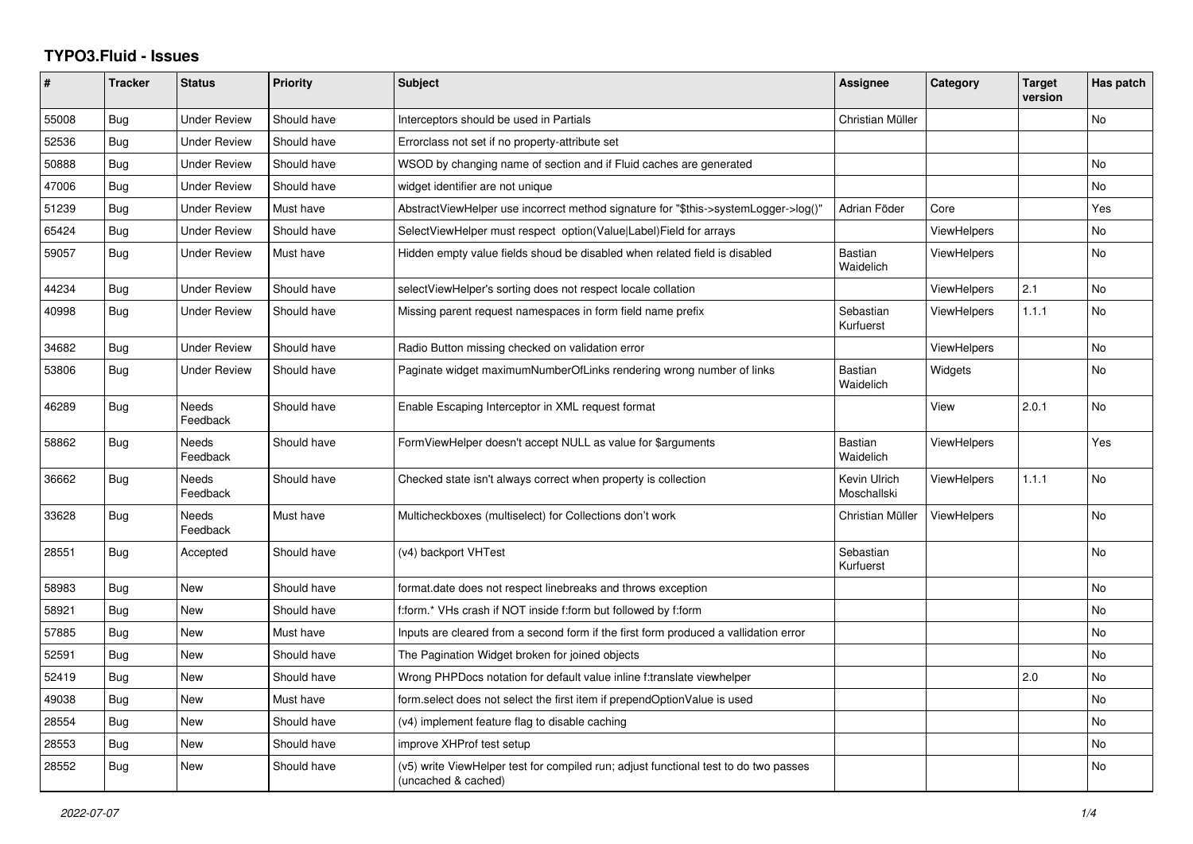# TYPO3.Fluid - Issues

| # | Tracker | Status | Priority | Subject | Assignee | Category | Target version | Has patch |
|---|---|---|---|---|---|---|---|---|
| 55008 | Bug | Under Review | Should have | Interceptors should be used in Partials | Christian Müller | | | No |
| 52536 | Bug | Under Review | Should have | Errorclass not set if no property-attribute set | | | | |
| 50888 | Bug | Under Review | Should have | WSOD by changing name of section and if Fluid caches are generated | | | | No |
| 47006 | Bug | Under Review | Should have | widget identifier are not unique | | | | No |
| 51239 | Bug | Under Review | Must have | AbstractViewHelper use incorrect method signature for "$this->systemLogger->log()" | Adrian Föder | Core | | Yes |
| 65424 | Bug | Under Review | Should have | SelectViewHelper must respect option(Value\|Label)Field for arrays | | ViewHelpers | | No |
| 59057 | Bug | Under Review | Must have | Hidden empty value fields shoud be disabled when related field is disabled | Bastian Waidelich | ViewHelpers | | No |
| 44234 | Bug | Under Review | Should have | selectViewHelper's sorting does not respect locale collation | | ViewHelpers | 2.1 | No |
| 40998 | Bug | Under Review | Should have | Missing parent request namespaces in form field name prefix | Sebastian Kurfuerst | ViewHelpers | 1.1.1 | No |
| 34682 | Bug | Under Review | Should have | Radio Button missing checked on validation error | | ViewHelpers | | No |
| 53806 | Bug | Under Review | Should have | Paginate widget maximumNumberOfLinks rendering wrong number of links | Bastian Waidelich | Widgets | | No |
| 46289 | Bug | Needs Feedback | Should have | Enable Escaping Interceptor in XML request format | | View | 2.0.1 | No |
| 58862 | Bug | Needs Feedback | Should have | FormViewHelper doesn't accept NULL as value for $arguments | Bastian Waidelich | ViewHelpers | | Yes |
| 36662 | Bug | Needs Feedback | Should have | Checked state isn't always correct when property is collection | Kevin Ulrich Moschallski | ViewHelpers | 1.1.1 | No |
| 33628 | Bug | Needs Feedback | Must have | Multicheckboxes (multiselect) for Collections don't work | Christian Müller | ViewHelpers | | No |
| 28551 | Bug | Accepted | Should have | (v4) backport VHTest | Sebastian Kurfuerst | | | No |
| 58983 | Bug | New | Should have | format.date does not respect linebreaks and throws exception | | | | No |
| 58921 | Bug | New | Should have | f:form.* VHs crash if NOT inside f:form but followed by f:form | | | | No |
| 57885 | Bug | New | Must have | Inputs are cleared from a second form if the first form produced a vallidation error | | | | No |
| 52591 | Bug | New | Should have | The Pagination Widget broken for joined objects | | | | No |
| 52419 | Bug | New | Should have | Wrong PHPDocs notation for default value inline f:translate viewhelper | | | 2.0 | No |
| 49038 | Bug | New | Must have | form.select does not select the first item if prependOptionValue is used | | | | No |
| 28554 | Bug | New | Should have | (v4) implement feature flag to disable caching | | | | No |
| 28553 | Bug | New | Should have | improve XHProf test setup | | | | No |
| 28552 | Bug | New | Should have | (v5) write ViewHelper test for compiled run; adjust functional test to do two passes (uncached & cached) | | | | No |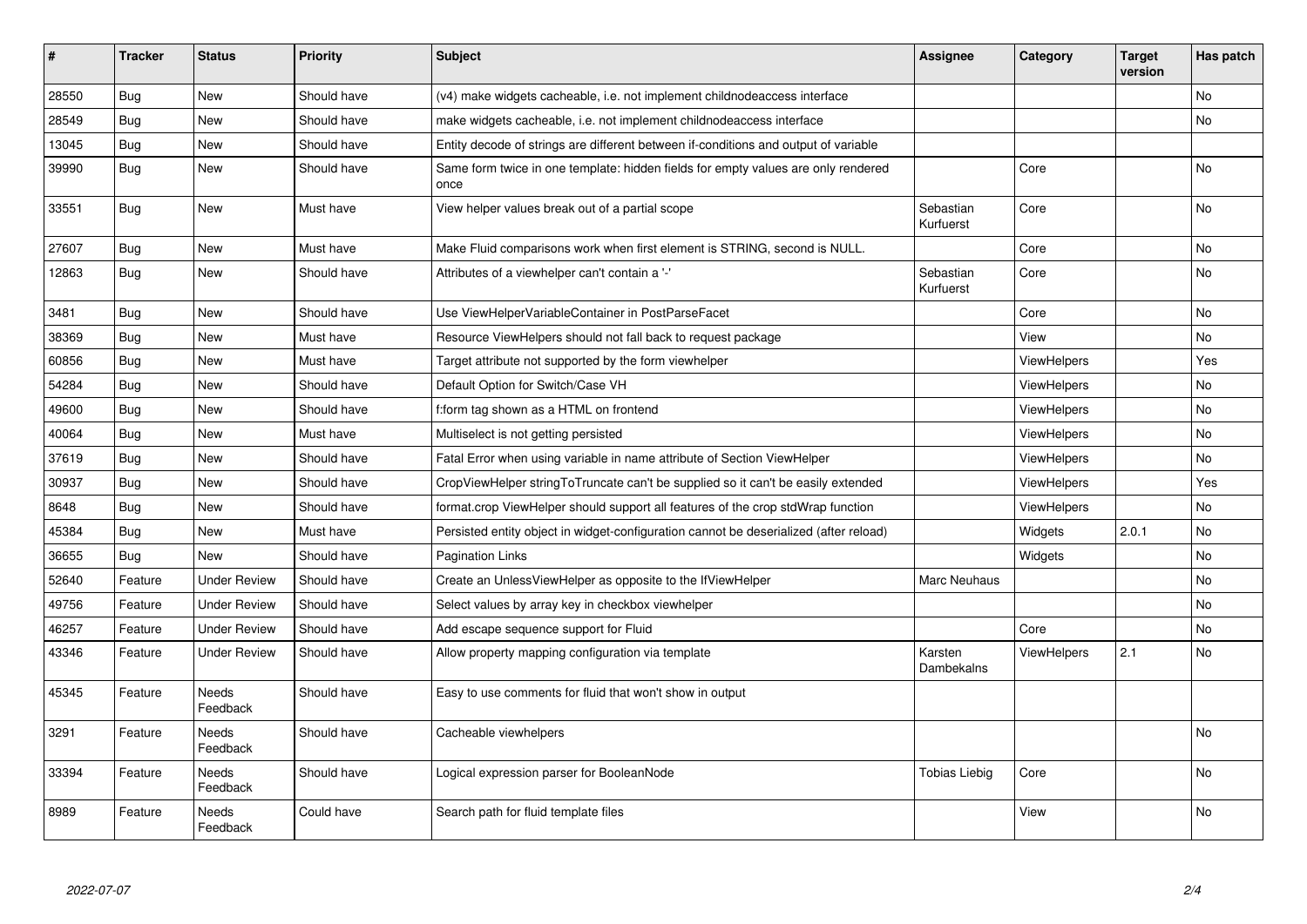| # | Tracker | Status | Priority | Subject | Assignee | Category | Target version | Has patch |
|---|---|---|---|---|---|---|---|---|
| 28550 | Bug | New | Should have | (v4) make widgets cacheable, i.e. not implement childnodeaccess interface | | | | No |
| 28549 | Bug | New | Should have | make widgets cacheable, i.e. not implement childnodeaccess interface | | | | No |
| 13045 | Bug | New | Should have | Entity decode of strings are different between if-conditions and output of variable | | | | |
| 39990 | Bug | New | Should have | Same form twice in one template: hidden fields for empty values are only rendered once | | Core | | No |
| 33551 | Bug | New | Must have | View helper values break out of a partial scope | Sebastian Kurfuerst | Core | | No |
| 27607 | Bug | New | Must have | Make Fluid comparisons work when first element is STRING, second is NULL. | | Core | | No |
| 12863 | Bug | New | Should have | Attributes of a viewhelper can't contain a '-' | Sebastian Kurfuerst | Core | | No |
| 3481 | Bug | New | Should have | Use ViewHelperVariableContainer in PostParseFacet | | Core | | No |
| 38369 | Bug | New | Must have | Resource ViewHelpers should not fall back to request package | | View | | No |
| 60856 | Bug | New | Must have | Target attribute not supported by the form viewhelper | | ViewHelpers | | Yes |
| 54284 | Bug | New | Should have | Default Option for Switch/Case VH | | ViewHelpers | | No |
| 49600 | Bug | New | Should have | f:form tag shown as a HTML on frontend | | ViewHelpers | | No |
| 40064 | Bug | New | Must have | Multiselect is not getting persisted | | ViewHelpers | | No |
| 37619 | Bug | New | Should have | Fatal Error when using variable in name attribute of Section ViewHelper | | ViewHelpers | | No |
| 30937 | Bug | New | Should have | CropViewHelper stringToTruncate can't be supplied so it can't be easily extended | | ViewHelpers | | Yes |
| 8648 | Bug | New | Should have | format.crop ViewHelper should support all features of the crop stdWrap function | | ViewHelpers | | No |
| 45384 | Bug | New | Must have | Persisted entity object in widget-configuration cannot be deserialized (after reload) | | Widgets | 2.0.1 | No |
| 36655 | Bug | New | Should have | Pagination Links | | Widgets | | No |
| 52640 | Feature | Under Review | Should have | Create an UnlessViewHelper as opposite to the IfViewHelper | Marc Neuhaus | | | No |
| 49756 | Feature | Under Review | Should have | Select values by array key in checkbox viewhelper | | | | No |
| 46257 | Feature | Under Review | Should have | Add escape sequence support for Fluid | | Core | | No |
| 43346 | Feature | Under Review | Should have | Allow property mapping configuration via template | Karsten Dambekalns | ViewHelpers | 2.1 | No |
| 45345 | Feature | Needs Feedback | Should have | Easy to use comments for fluid that won't show in output | | | | |
| 3291 | Feature | Needs Feedback | Should have | Cacheable viewhelpers | | | | No |
| 33394 | Feature | Needs Feedback | Should have | Logical expression parser for BooleanNode | Tobias Liebig | Core | | No |
| 8989 | Feature | Needs Feedback | Could have | Search path for fluid template files | | View | | No |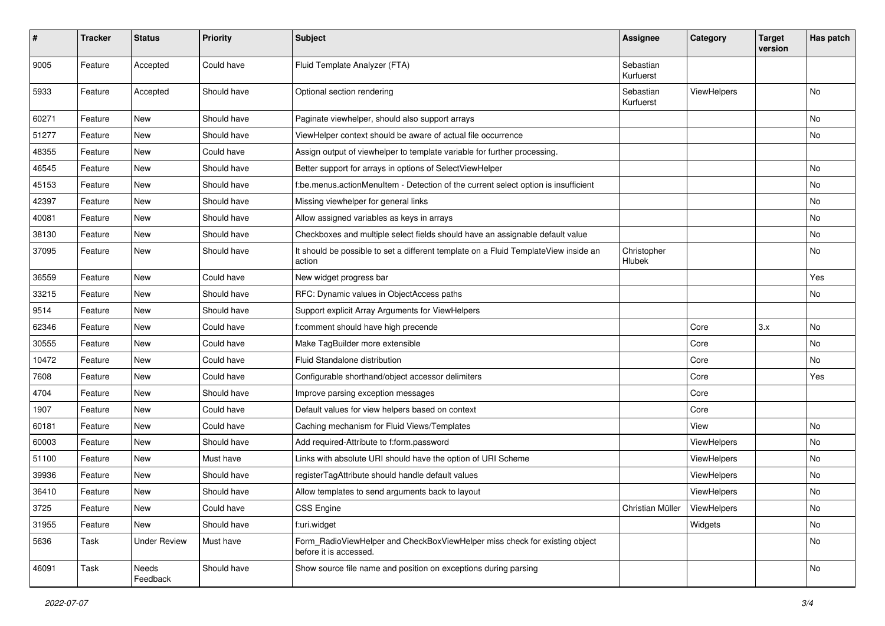| # | Tracker | Status | Priority | Subject | Assignee | Category | Target version | Has patch |
|---|---|---|---|---|---|---|---|---|
| 9005 | Feature | Accepted | Could have | Fluid Template Analyzer (FTA) | Sebastian Kurfuerst | | | |
| 5933 | Feature | Accepted | Should have | Optional section rendering | Sebastian Kurfuerst | ViewHelpers | | No |
| 60271 | Feature | New | Should have | Paginate viewhelper, should also support arrays | | | | No |
| 51277 | Feature | New | Should have | ViewHelper context should be aware of actual file occurrence | | | | No |
| 48355 | Feature | New | Could have | Assign output of viewhelper to template variable for further processing. | | | | |
| 46545 | Feature | New | Should have | Better support for arrays in options of SelectViewHelper | | | | No |
| 45153 | Feature | New | Should have | f:be.menus.actionMenuItem - Detection of the current select option is insufficient | | | | No |
| 42397 | Feature | New | Should have | Missing viewhelper for general links | | | | No |
| 40081 | Feature | New | Should have | Allow assigned variables as keys in arrays | | | | No |
| 38130 | Feature | New | Should have | Checkboxes and multiple select fields should have an assignable default value | | | | No |
| 37095 | Feature | New | Should have | It should be possible to set a different template on a Fluid TemplateView inside an action | Christopher Hlubek | | | No |
| 36559 | Feature | New | Could have | New widget progress bar | | | | Yes |
| 33215 | Feature | New | Should have | RFC: Dynamic values in ObjectAccess paths | | | | No |
| 9514 | Feature | New | Should have | Support explicit Array Arguments for ViewHelpers | | | | |
| 62346 | Feature | New | Could have | f:comment should have high precende | | Core | 3.x | No |
| 30555 | Feature | New | Could have | Make TagBuilder more extensible | | Core | | No |
| 10472 | Feature | New | Could have | Fluid Standalone distribution | | Core | | No |
| 7608 | Feature | New | Could have | Configurable shorthand/object accessor delimiters | | Core | | Yes |
| 4704 | Feature | New | Should have | Improve parsing exception messages | | Core | | |
| 1907 | Feature | New | Could have | Default values for view helpers based on context | | Core | | |
| 60181 | Feature | New | Could have | Caching mechanism for Fluid Views/Templates | | View | | No |
| 60003 | Feature | New | Should have | Add required-Attribute to f:form.password | | ViewHelpers | | No |
| 51100 | Feature | New | Must have | Links with absolute URI should have the option of URI Scheme | | ViewHelpers | | No |
| 39936 | Feature | New | Should have | registerTagAttribute should handle default values | | ViewHelpers | | No |
| 36410 | Feature | New | Should have | Allow templates to send arguments back to layout | | ViewHelpers | | No |
| 3725 | Feature | New | Could have | CSS Engine | Christian Müller | ViewHelpers | | No |
| 31955 | Feature | New | Should have | f:uri.widget | | Widgets | | No |
| 5636 | Task | Under Review | Must have | Form_RadioViewHelper and CheckBoxViewHelper miss check for existing object before it is accessed. | | | | No |
| 46091 | Task | Needs Feedback | Should have | Show source file name and position on exceptions during parsing | | | | No |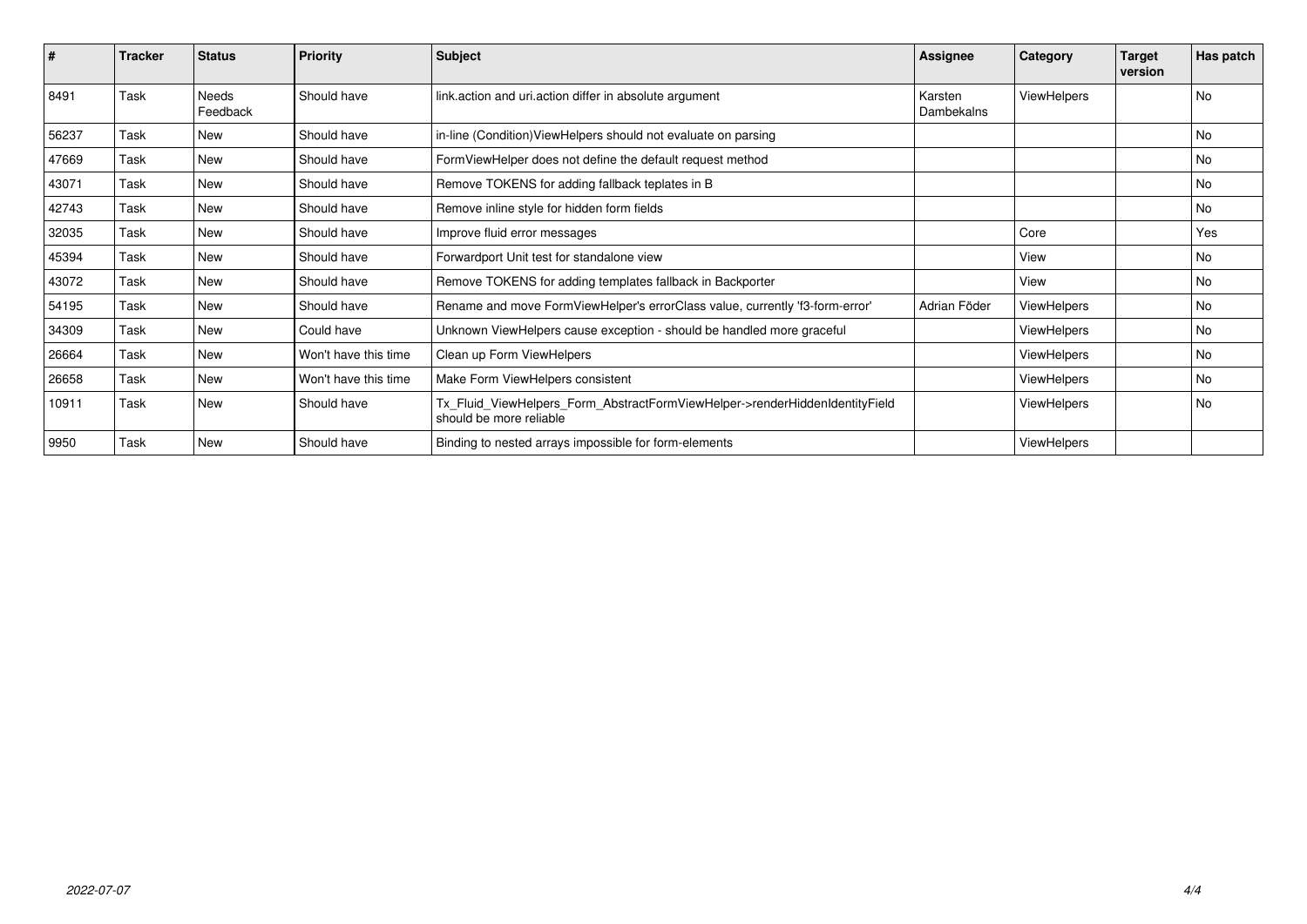| # | Tracker | Status | Priority | Subject | Assignee | Category | Target version | Has patch |
|---|---|---|---|---|---|---|---|---|
| 8491 | Task | Needs Feedback | Should have | link.action and uri.action differ in absolute argument | Karsten Dambekalns | ViewHelpers | | No |
| 56237 | Task | New | Should have | in-line (Condition)ViewHelpers should not evaluate on parsing | | | | No |
| 47669 | Task | New | Should have | FormViewHelper does not define the default request method | | | | No |
| 43071 | Task | New | Should have | Remove TOKENS for adding fallback teplates in B | | | | No |
| 42743 | Task | New | Should have | Remove inline style for hidden form fields | | | | No |
| 32035 | Task | New | Should have | Improve fluid error messages | | Core | | Yes |
| 45394 | Task | New | Should have | Forwardport Unit test for standalone view | | View | | No |
| 43072 | Task | New | Should have | Remove TOKENS for adding templates fallback in Backporter | | View | | No |
| 54195 | Task | New | Should have | Rename and move FormViewHelper's errorClass value, currently 'f3-form-error' | Adrian Föder | ViewHelpers | | No |
| 34309 | Task | New | Could have | Unknown ViewHelpers cause exception - should be handled more graceful | | ViewHelpers | | No |
| 26664 | Task | New | Won't have this time | Clean up Form ViewHelpers | | ViewHelpers | | No |
| 26658 | Task | New | Won't have this time | Make Form ViewHelpers consistent | | ViewHelpers | | No |
| 10911 | Task | New | Should have | Tx_Fluid_ViewHelpers_Form_AbstractFormViewHelper->renderHiddenIdentityField should be more reliable | | ViewHelpers | | No |
| 9950 | Task | New | Should have | Binding to nested arrays impossible for form-elements | | ViewHelpers | | |

*2022-07-07*